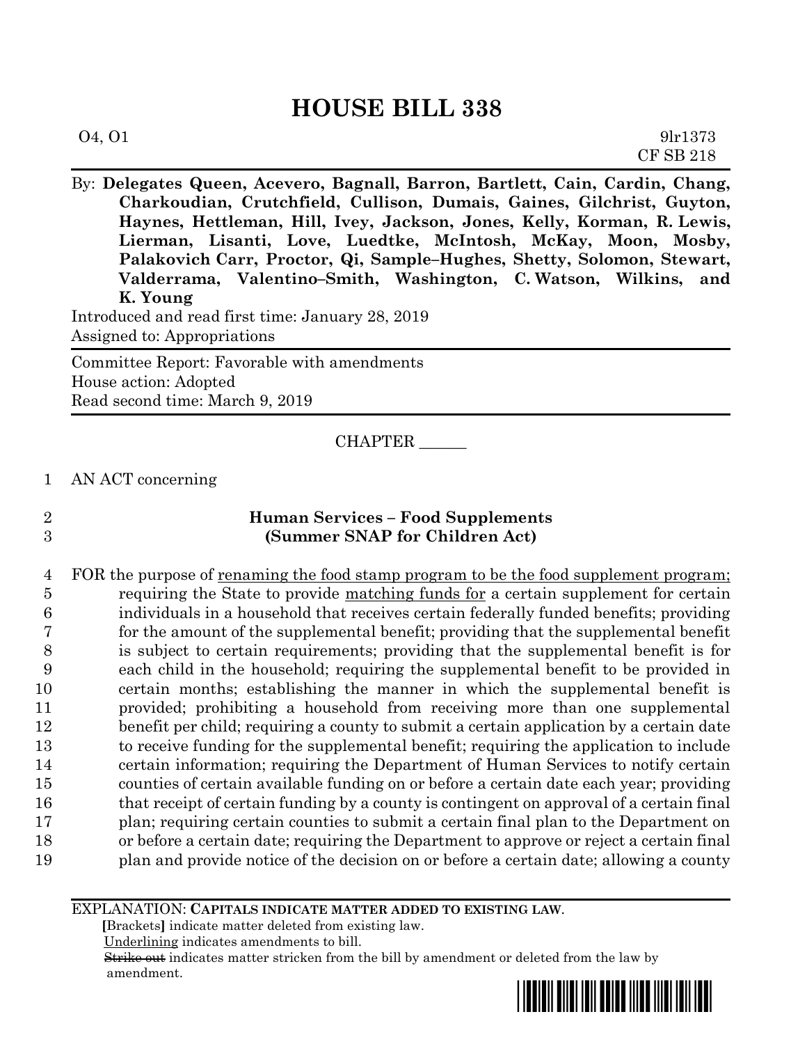# HOUSE BILL 338

O4, O1 9lr1373
CF SB 218

By: **Delegates Queen, Acevero, Bagnall, Barron, Bartlett, Cain, Cardin, Chang, Charkoudian, Crutchfield, Cullison, Dumais, Gaines, Gilchrist, Guyton, Haynes, Hettleman, Hill, Ivey, Jackson, Jones, Kelly, Korman, R. Lewis, Lierman, Lisanti, Love, Luedtke, McIntosh, McKay, Moon, Mosby, Palakovich Carr, Proctor, Qi, Sample–Hughes, Shetty, Solomon, Stewart, Valderrama, Valentino–Smith, Washington, C. Watson, Wilkins, and K. Young**

Introduced and read first time: January 28, 2019
Assigned to: Appropriations

Committee Report: Favorable with amendments
House action: Adopted
Read second time: March 9, 2019

CHAPTER ______

1 AN ACT concerning

2 **Human Services – Food Supplements**
3 **(Summer SNAP for Children Act)**

4 FOR the purpose of <u>renaming the food stamp program to be the food supplement program;</u>
5 requiring the State to provide <u>matching funds for</u> a certain supplement for certain
6 individuals in a household that receives certain federally funded benefits; providing
7 for the amount of the supplemental benefit; providing that the supplemental benefit
8 is subject to certain requirements; providing that the supplemental benefit is for
9 each child in the household; requiring the supplemental benefit to be provided in
10 certain months; establishing the manner in which the supplemental benefit is
11 provided; prohibiting a household from receiving more than one supplemental
12 benefit per child; requiring a county to submit a certain application by a certain date
13 to receive funding for the supplemental benefit; requiring the application to include
14 certain information; requiring the Department of Human Services to notify certain
15 counties of certain available funding on or before a certain date each year; providing
16 that receipt of certain funding by a county is contingent on approval of a certain final
17 plan; requiring certain counties to submit a certain final plan to the Department on
18 or before a certain date; requiring the Department to approve or reject a certain final
19 plan and provide notice of the decision on or before a certain date; allowing a county

EXPLANATION: **CAPITALS INDICATE MATTER ADDED TO EXISTING LAW.**
**[**Brackets**]** indicate matter deleted from existing law.
<u>Underlining</u> indicates amendments to bill.
~~Strike out~~ indicates matter stricken from the bill by amendment or deleted from the law by amendment.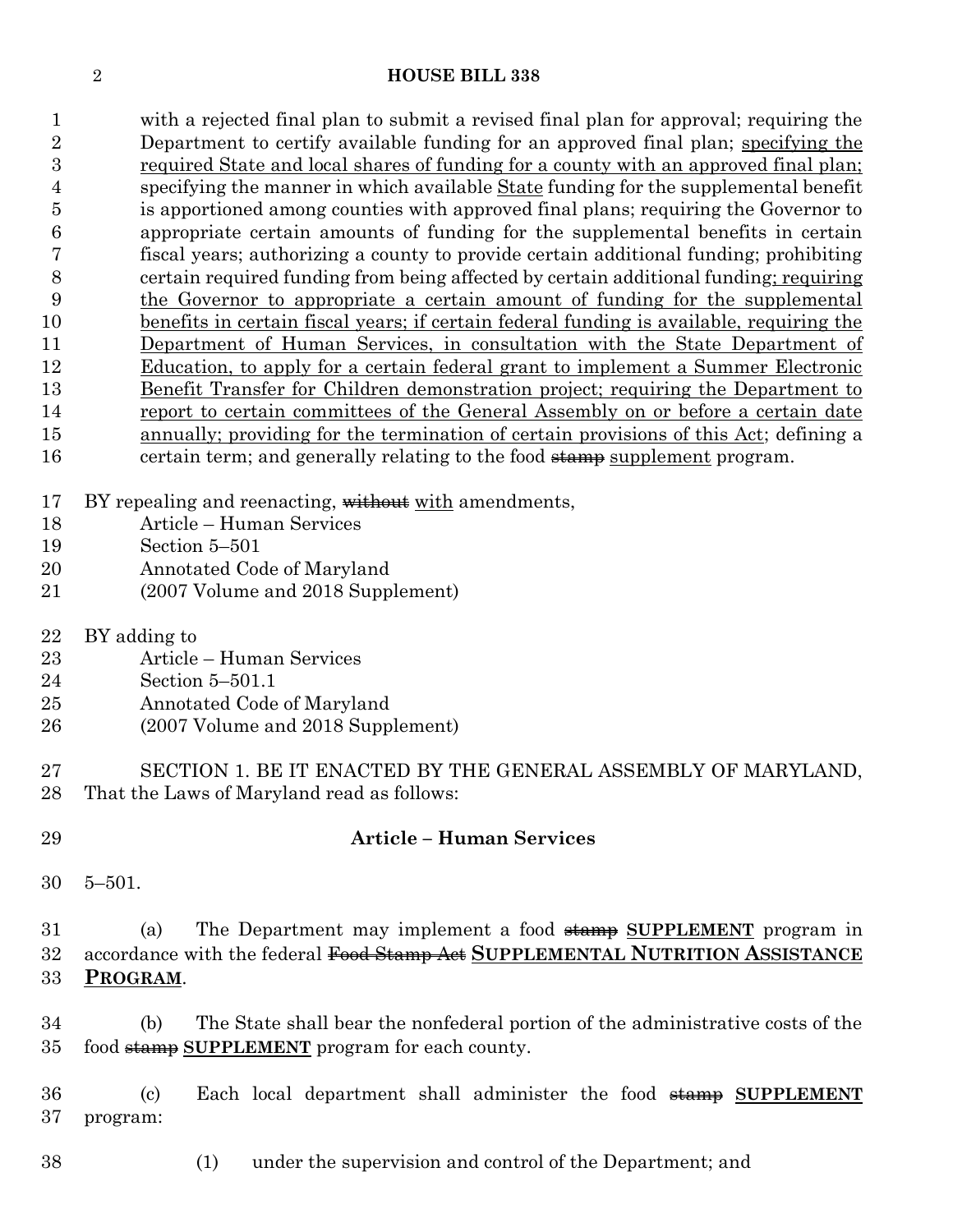with a rejected final plan to submit a revised final plan for approval; requiring the Department to certify available funding for an approved final plan; specifying the required State and local shares of funding for a county with an approved final plan; specifying the manner in which available State funding for the supplemental benefit is apportioned among counties with approved final plans; requiring the Governor to appropriate certain amounts of funding for the supplemental benefits in certain fiscal years; authorizing a county to provide certain additional funding; prohibiting certain required funding from being affected by certain additional funding; requiring the Governor to appropriate a certain amount of funding for the supplemental benefits in certain fiscal years; if certain federal funding is available, requiring the Department of Human Services, in consultation with the State Department of Education, to apply for a certain federal grant to implement a Summer Electronic Benefit Transfer for Children demonstration project; requiring the Department to report to certain committees of the General Assembly on or before a certain date annually; providing for the termination of certain provisions of this Act; defining a certain term; and generally relating to the food ~~stamp~~ supplement program.

BY repealing and reenacting, ~~without~~ with amendments,
Article – Human Services
Section 5–501
Annotated Code of Maryland
(2007 Volume and 2018 Supplement)

BY adding to
Article – Human Services
Section 5–501.1
Annotated Code of Maryland
(2007 Volume and 2018 Supplement)

SECTION 1. BE IT ENACTED BY THE GENERAL ASSEMBLY OF MARYLAND, That the Laws of Maryland read as follows:

**Article – Human Services**

5–501.

(a) The Department may implement a food ~~stamp~~ **SUPPLEMENT** program in accordance with the federal ~~Food Stamp Act~~ **SUPPLEMENTAL NUTRITION ASSISTANCE PROGRAM**.

(b) The State shall bear the nonfederal portion of the administrative costs of the food ~~stamp~~ **SUPPLEMENT** program for each county.

(c) Each local department shall administer the food ~~stamp~~ **SUPPLEMENT** program:

(1) under the supervision and control of the Department; and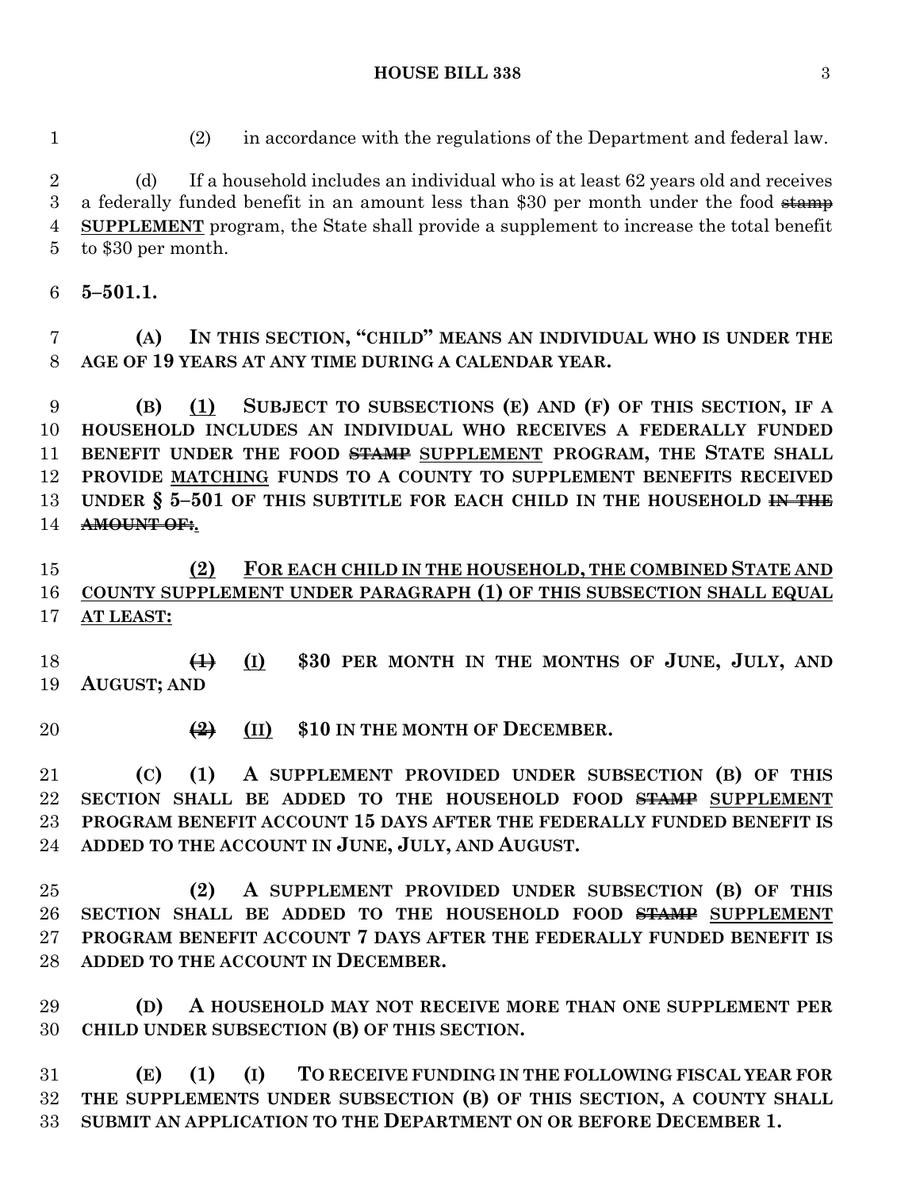(2) in accordance with the regulations of the Department and federal law.

(d) If a household includes an individual who is at least 62 years old and receives a federally funded benefit in an amount less than $30 per month under the food ~~stamp~~ **SUPPLEMENT** program, the State shall provide a supplement to increase the total benefit to $30 per month.

**5–501.1.**

**(A) IN THIS SECTION, "CHILD" MEANS AN INDIVIDUAL WHO IS UNDER THE AGE OF 19 YEARS AT ANY TIME DURING A CALENDAR YEAR.**

**(B) (1) SUBJECT TO SUBSECTIONS (E) AND (F) OF THIS SECTION, IF A HOUSEHOLD INCLUDES AN INDIVIDUAL WHO RECEIVES A FEDERALLY FUNDED BENEFIT UNDER THE FOOD ~~STAMP~~ SUPPLEMENT PROGRAM, THE STATE SHALL PROVIDE MATCHING FUNDS TO A COUNTY TO SUPPLEMENT BENEFITS RECEIVED UNDER § 5–501 OF THIS SUBTITLE FOR EACH CHILD IN THE HOUSEHOLD ~~IN THE AMOUNT OF:~~.**

**(2) FOR EACH CHILD IN THE HOUSEHOLD, THE COMBINED STATE AND COUNTY SUPPLEMENT UNDER PARAGRAPH (1) OF THIS SUBSECTION SHALL EQUAL AT LEAST:**

**~~(1)~~ (I) $30 PER MONTH IN THE MONTHS OF JUNE, JULY, AND AUGUST; AND**

**~~(2)~~ (II) $10 IN THE MONTH OF DECEMBER.**

**(C) (1) A SUPPLEMENT PROVIDED UNDER SUBSECTION (B) OF THIS SECTION SHALL BE ADDED TO THE HOUSEHOLD FOOD ~~STAMP~~ SUPPLEMENT PROGRAM BENEFIT ACCOUNT 15 DAYS AFTER THE FEDERALLY FUNDED BENEFIT IS ADDED TO THE ACCOUNT IN JUNE, JULY, AND AUGUST.**

**(2) A SUPPLEMENT PROVIDED UNDER SUBSECTION (B) OF THIS SECTION SHALL BE ADDED TO THE HOUSEHOLD FOOD ~~STAMP~~ SUPPLEMENT PROGRAM BENEFIT ACCOUNT 7 DAYS AFTER THE FEDERALLY FUNDED BENEFIT IS ADDED TO THE ACCOUNT IN DECEMBER.**

**(D) A HOUSEHOLD MAY NOT RECEIVE MORE THAN ONE SUPPLEMENT PER CHILD UNDER SUBSECTION (B) OF THIS SECTION.**

**(E) (1) (I) TO RECEIVE FUNDING IN THE FOLLOWING FISCAL YEAR FOR THE SUPPLEMENTS UNDER SUBSECTION (B) OF THIS SECTION, A COUNTY SHALL SUBMIT AN APPLICATION TO THE DEPARTMENT ON OR BEFORE DECEMBER 1.**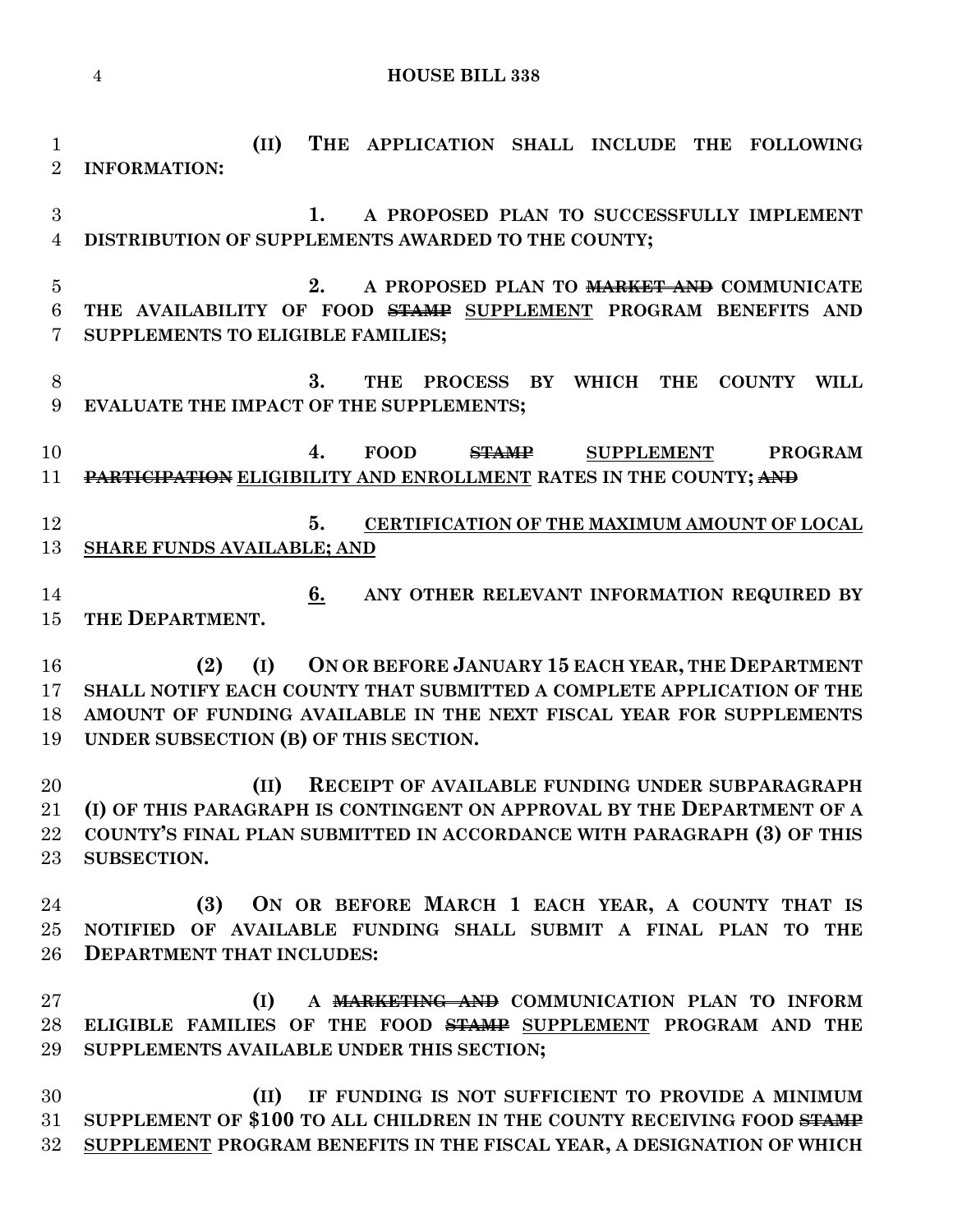(II) THE APPLICATION SHALL INCLUDE THE FOLLOWING INFORMATION:

1. A PROPOSED PLAN TO SUCCESSFULLY IMPLEMENT DISTRIBUTION OF SUPPLEMENTS AWARDED TO THE COUNTY;

2. A PROPOSED PLAN TO ~~MARKET AND~~ COMMUNICATE THE AVAILABILITY OF FOOD ~~STAMP~~ <u>SUPPLEMENT</u> PROGRAM BENEFITS AND SUPPLEMENTS TO ELIGIBLE FAMILIES;

3. THE PROCESS BY WHICH THE COUNTY WILL EVALUATE THE IMPACT OF THE SUPPLEMENTS;

4. FOOD ~~STAMP~~ <u>SUPPLEMENT</u> PROGRAM ~~PARTICIPATION~~ <u>ELIGIBILITY AND ENROLLMENT</u> RATES IN THE COUNTY; ~~AND~~

5. <u>CERTIFICATION OF THE MAXIMUM AMOUNT OF LOCAL SHARE FUNDS AVAILABLE; AND</u>

<u>6.</u> ANY OTHER RELEVANT INFORMATION REQUIRED BY THE DEPARTMENT.

(2) (I) ON OR BEFORE JANUARY 15 EACH YEAR, THE DEPARTMENT SHALL NOTIFY EACH COUNTY THAT SUBMITTED A COMPLETE APPLICATION OF THE AMOUNT OF FUNDING AVAILABLE IN THE NEXT FISCAL YEAR FOR SUPPLEMENTS UNDER SUBSECTION (B) OF THIS SECTION.

(II) RECEIPT OF AVAILABLE FUNDING UNDER SUBPARAGRAPH (I) OF THIS PARAGRAPH IS CONTINGENT ON APPROVAL BY THE DEPARTMENT OF A COUNTY'S FINAL PLAN SUBMITTED IN ACCORDANCE WITH PARAGRAPH (3) OF THIS SUBSECTION.

(3) ON OR BEFORE MARCH 1 EACH YEAR, A COUNTY THAT IS NOTIFIED OF AVAILABLE FUNDING SHALL SUBMIT A FINAL PLAN TO THE DEPARTMENT THAT INCLUDES:

(I) A ~~MARKETING AND~~ COMMUNICATION PLAN TO INFORM ELIGIBLE FAMILIES OF THE FOOD ~~STAMP~~ <u>SUPPLEMENT</u> PROGRAM AND THE SUPPLEMENTS AVAILABLE UNDER THIS SECTION;

(II) IF FUNDING IS NOT SUFFICIENT TO PROVIDE A MINIMUM SUPPLEMENT OF $100 TO ALL CHILDREN IN THE COUNTY RECEIVING FOOD ~~STAMP~~ <u>SUPPLEMENT</u> PROGRAM BENEFITS IN THE FISCAL YEAR, A DESIGNATION OF WHICH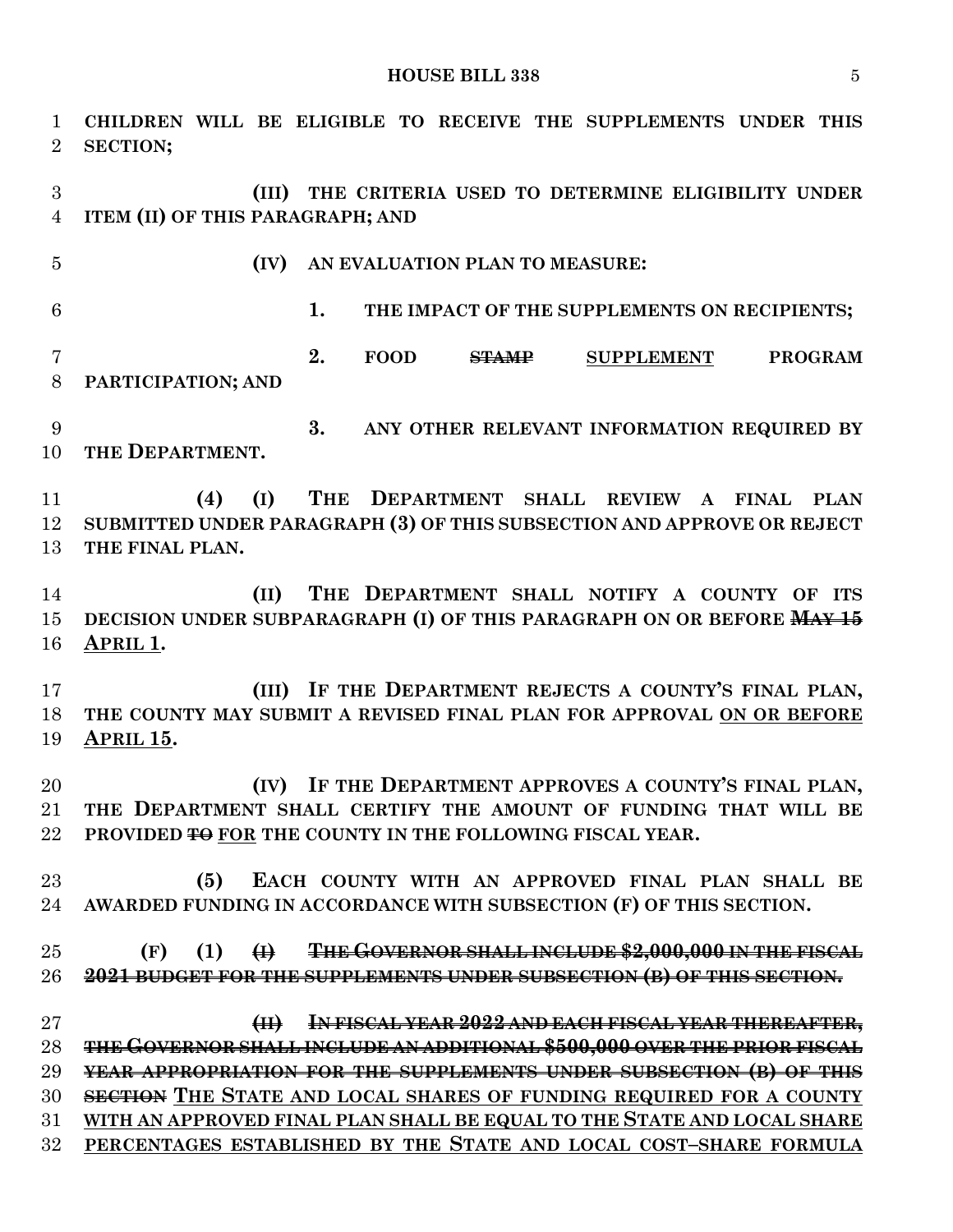CHILDREN WILL BE ELIGIBLE TO RECEIVE THE SUPPLEMENTS UNDER THIS SECTION;

(III) THE CRITERIA USED TO DETERMINE ELIGIBILITY UNDER ITEM (II) OF THIS PARAGRAPH; AND

(IV) AN EVALUATION PLAN TO MEASURE:

1. THE IMPACT OF THE SUPPLEMENTS ON RECIPIENTS;

2. FOOD ~~STAMP~~ SUPPLEMENT PROGRAM PARTICIPATION; AND

3. ANY OTHER RELEVANT INFORMATION REQUIRED BY THE DEPARTMENT.

(4) (I) THE DEPARTMENT SHALL REVIEW A FINAL PLAN SUBMITTED UNDER PARAGRAPH (3) OF THIS SUBSECTION AND APPROVE OR REJECT THE FINAL PLAN.

(II) THE DEPARTMENT SHALL NOTIFY A COUNTY OF ITS DECISION UNDER SUBPARAGRAPH (I) OF THIS PARAGRAPH ON OR BEFORE ~~MAY 15~~ APRIL 1.

(III) IF THE DEPARTMENT REJECTS A COUNTY'S FINAL PLAN, THE COUNTY MAY SUBMIT A REVISED FINAL PLAN FOR APPROVAL ON OR BEFORE APRIL 15.

(IV) IF THE DEPARTMENT APPROVES A COUNTY'S FINAL PLAN, THE DEPARTMENT SHALL CERTIFY THE AMOUNT OF FUNDING THAT WILL BE PROVIDED ~~TO~~ FOR THE COUNTY IN THE FOLLOWING FISCAL YEAR.

(5) EACH COUNTY WITH AN APPROVED FINAL PLAN SHALL BE AWARDED FUNDING IN ACCORDANCE WITH SUBSECTION (F) OF THIS SECTION.

(F) (1) ~~(I) THE GOVERNOR SHALL INCLUDE $2,000,000 IN THE FISCAL 2021 BUDGET FOR THE SUPPLEMENTS UNDER SUBSECTION (B) OF THIS SECTION.~~

~~(II) IN FISCAL YEAR 2022 AND EACH FISCAL YEAR THEREAFTER, THE GOVERNOR SHALL INCLUDE AN ADDITIONAL $500,000 OVER THE PRIOR FISCAL YEAR APPROPRIATION FOR THE SUPPLEMENTS UNDER SUBSECTION (B) OF THIS SECTION~~ THE STATE AND LOCAL SHARES OF FUNDING REQUIRED FOR A COUNTY WITH AN APPROVED FINAL PLAN SHALL BE EQUAL TO THE STATE AND LOCAL SHARE PERCENTAGES ESTABLISHED BY THE STATE AND LOCAL COST–SHARE FORMULA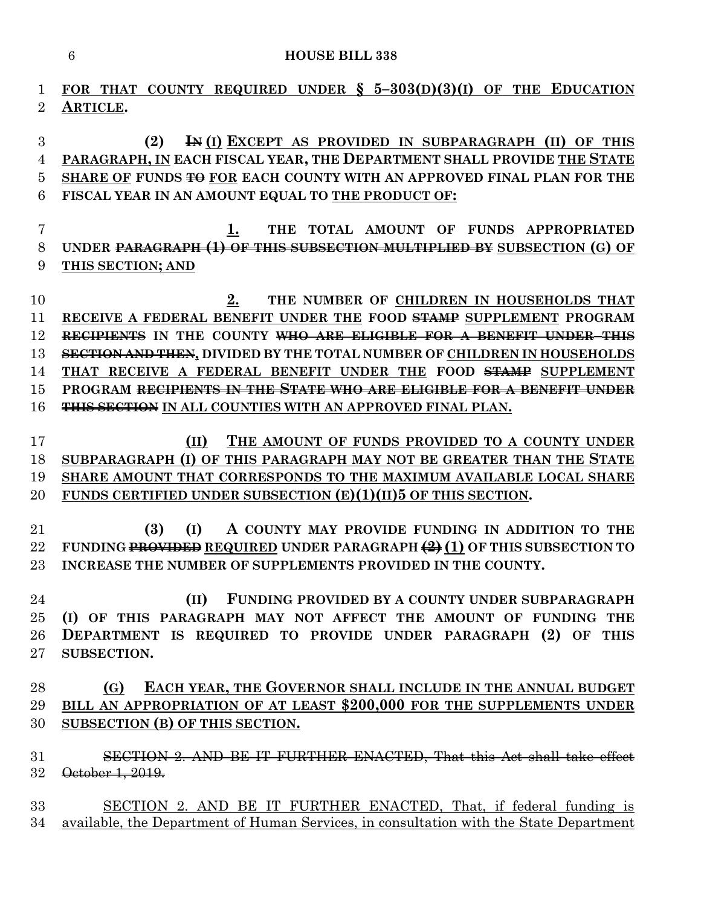FOR THAT COUNTY REQUIRED UNDER § 5–303(D)(3)(I) OF THE EDUCATION ARTICLE.

(2) ~~IN~~ (I) EXCEPT AS PROVIDED IN SUBPARAGRAPH (II) OF THIS PARAGRAPH, IN EACH FISCAL YEAR, THE DEPARTMENT SHALL PROVIDE THE STATE SHARE OF FUNDS ~~TO~~ FOR EACH COUNTY WITH AN APPROVED FINAL PLAN FOR THE FISCAL YEAR IN AN AMOUNT EQUAL TO THE PRODUCT OF:

1. THE TOTAL AMOUNT OF FUNDS APPROPRIATED UNDER ~~PARAGRAPH (1) OF THIS SUBSECTION MULTIPLIED BY~~ SUBSECTION (G) OF THIS SECTION; AND

2. THE NUMBER OF CHILDREN IN HOUSEHOLDS THAT RECEIVE A FEDERAL BENEFIT UNDER THE FOOD ~~STAMP~~ SUPPLEMENT PROGRAM ~~RECIPIENTS~~ IN THE COUNTY ~~WHO ARE ELIGIBLE FOR A BENEFIT UNDER THIS SECTION AND THEN~~, DIVIDED BY THE TOTAL NUMBER OF CHILDREN IN HOUSEHOLDS THAT RECEIVE A FEDERAL BENEFIT UNDER THE FOOD ~~STAMP~~ SUPPLEMENT PROGRAM ~~RECIPIENTS IN THE STATE WHO ARE ELIGIBLE FOR A BENEFIT UNDER THIS SECTION~~ IN ALL COUNTIES WITH AN APPROVED FINAL PLAN.

(II) THE AMOUNT OF FUNDS PROVIDED TO A COUNTY UNDER SUBPARAGRAPH (I) OF THIS PARAGRAPH MAY NOT BE GREATER THAN THE STATE SHARE AMOUNT THAT CORRESPONDS TO THE MAXIMUM AVAILABLE LOCAL SHARE FUNDS CERTIFIED UNDER SUBSECTION (E)(1)(II)5 OF THIS SECTION.

(3) (I) A COUNTY MAY PROVIDE FUNDING IN ADDITION TO THE FUNDING ~~PROVIDED~~ REQUIRED UNDER PARAGRAPH ~~(2)~~ (1) OF THIS SUBSECTION TO INCREASE THE NUMBER OF SUPPLEMENTS PROVIDED IN THE COUNTY.

(II) FUNDING PROVIDED BY A COUNTY UNDER SUBPARAGRAPH (I) OF THIS PARAGRAPH MAY NOT AFFECT THE AMOUNT OF FUNDING THE DEPARTMENT IS REQUIRED TO PROVIDE UNDER PARAGRAPH (2) OF THIS SUBSECTION.

(G) EACH YEAR, THE GOVERNOR SHALL INCLUDE IN THE ANNUAL BUDGET BILL AN APPROPRIATION OF AT LEAST $200,000 FOR THE SUPPLEMENTS UNDER SUBSECTION (B) OF THIS SECTION.

~~SECTION 2. AND BE IT FURTHER ENACTED, That this Act shall take effect October 1, 2019.~~

SECTION 2. AND BE IT FURTHER ENACTED, That, if federal funding is available, the Department of Human Services, in consultation with the State Department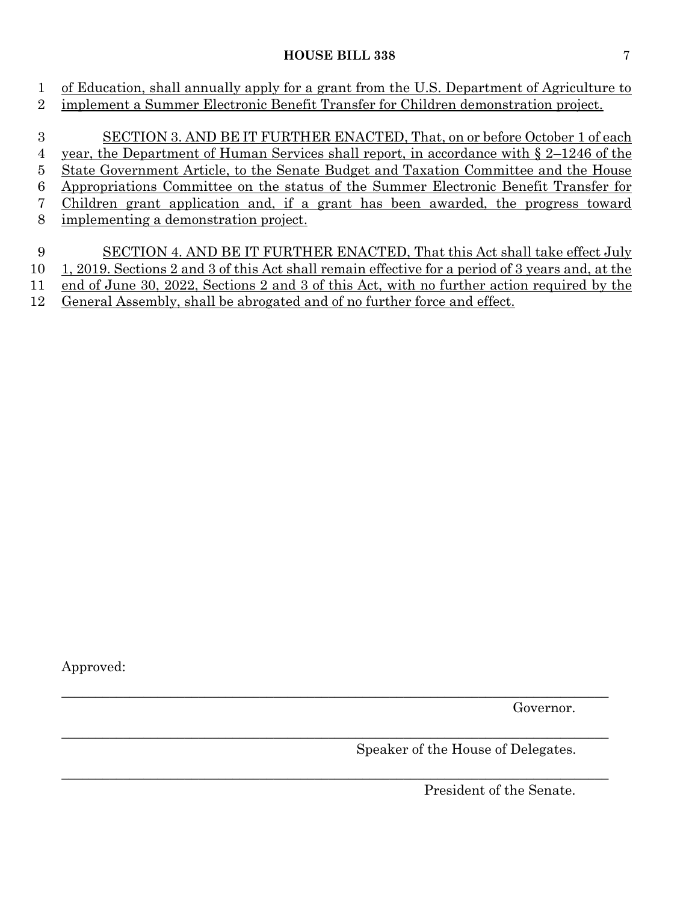of Education, shall annually apply for a grant from the U.S. Department of Agriculture to implement a Summer Electronic Benefit Transfer for Children demonstration project.

SECTION 3. AND BE IT FURTHER ENACTED, That, on or before October 1 of each year, the Department of Human Services shall report, in accordance with § 2–1246 of the State Government Article, to the Senate Budget and Taxation Committee and the House Appropriations Committee on the status of the Summer Electronic Benefit Transfer for Children grant application and, if a grant has been awarded, the progress toward implementing a demonstration project.

SECTION 4. AND BE IT FURTHER ENACTED, That this Act shall take effect July 1, 2019. Sections 2 and 3 of this Act shall remain effective for a period of 3 years and, at the end of June 30, 2022, Sections 2 and 3 of this Act, with no further action required by the General Assembly, shall be abrogated and of no further force and effect.

Approved:

\_\_\_\_\_\_\_\_\_\_\_\_\_\_\_\_\_\_\_\_\_\_\_\_\_\_\_\_\_\_\_\_\_\_\_\_\_\_\_\_\_\_\_\_

Governor.

\_\_\_\_\_\_\_\_\_\_\_\_\_\_\_\_\_\_\_\_\_\_\_\_\_\_\_\_\_\_\_\_\_\_\_\_\_\_\_\_\_\_\_\_

Speaker of the House of Delegates.

\_\_\_\_\_\_\_\_\_\_\_\_\_\_\_\_\_\_\_\_\_\_\_\_\_\_\_\_\_\_\_\_\_\_\_\_\_\_\_\_\_\_\_\_

President of the Senate.